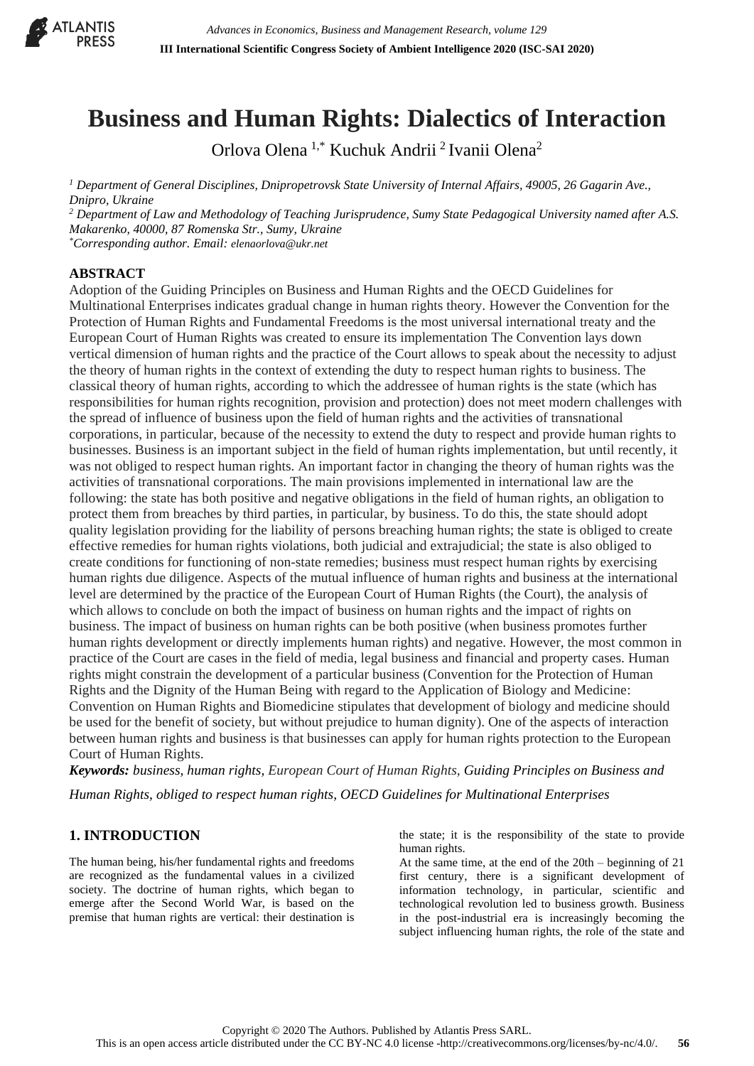# Business and Human Rights: Dialectics of Interaction

Orlova Olena [1,*] Kuchuk Andrii [2] Ivanii Olena[2]

*[1] Department of General Disciplines, Dnipropetrovsk State University of Internal Affairs, 49005, 26 Gagarin Ave., Dnipro, Ukraine*
*[2] Department of Law and Methodology of Teaching Jurisprudence, Sumy State Pedagogical University named after A.S. Makarenko, 40000, 87 Romenska Str., Sumy, Ukraine*
*[*]Corresponding author. Email: elenaorlova@ukr.net*

## ABSTRACT

Adoption of the Guiding Principles on Business and Human Rights and the OECD Guidelines for Multinational Enterprises indicates gradual change in human rights theory. However the Convention for the Protection of Human Rights and Fundamental Freedoms is the most universal international treaty and the European Court of Human Rights was created to ensure its implementation The Convention lays down vertical dimension of human rights and the practice of the Court allows to speak about the necessity to adjust the theory of human rights in the context of extending the duty to respect human rights to business. The classical theory of human rights, according to which the addressee of human rights is the state (which has responsibilities for human rights recognition, provision and protection) does not meet modern challenges with the spread of influence of business upon the field of human rights and the activities of transnational corporations, in particular, because of the necessity to extend the duty to respect and provide human rights to businesses. Business is an important subject in the field of human rights implementation, but until recently, it was not obliged to respect human rights. An important factor in changing the theory of human rights was the activities of transnational corporations. The main provisions implemented in international law are the following: the state has both positive and negative obligations in the field of human rights, an obligation to protect them from breaches by third parties, in particular, by business. To do this, the state should adopt quality legislation providing for the liability of persons breaching human rights; the state is obliged to create effective remedies for human rights violations, both judicial and extrajudicial; the state is also obliged to create conditions for functioning of non-state remedies; business must respect human rights by exercising human rights due diligence. Aspects of the mutual influence of human rights and business at the international level are determined by the practice of the European Court of Human Rights (the Court), the analysis of which allows to conclude on both the impact of business on human rights and the impact of rights on business. The impact of business on human rights can be both positive (when business promotes further human rights development or directly implements human rights) and negative. However, the most common in practice of the Court are cases in the field of media, legal business and financial and property cases. Human rights might constrain the development of a particular business (Convention for the Protection of Human Rights and the Dignity of the Human Being with regard to the Application of Biology and Medicine: Convention on Human Rights and Biomedicine stipulates that development of biology and medicine should be used for the benefit of society, but without prejudice to human dignity). One of the aspects of interaction between human rights and business is that businesses can apply for human rights protection to the European Court of Human Rights.

***Keywords:*** *business, human rights, European Court of Human Rights, Guiding Principles on Business and Human Rights, obliged to respect human rights, OECD Guidelines for Multinational Enterprises*

## 1. INTRODUCTION

The human being, his/her fundamental rights and freedoms are recognized as the fundamental values in a civilized society. The doctrine of human rights, which began to emerge after the Second World War, is based on the premise that human rights are vertical: their destination is the state; it is the responsibility of the state to provide human rights.

At the same time, at the end of the 20th – beginning of 21 first century, there is a significant development of information technology, in particular, scientific and technological revolution led to business growth. Business in the post-industrial era is increasingly becoming the subject influencing human rights, the role of the state and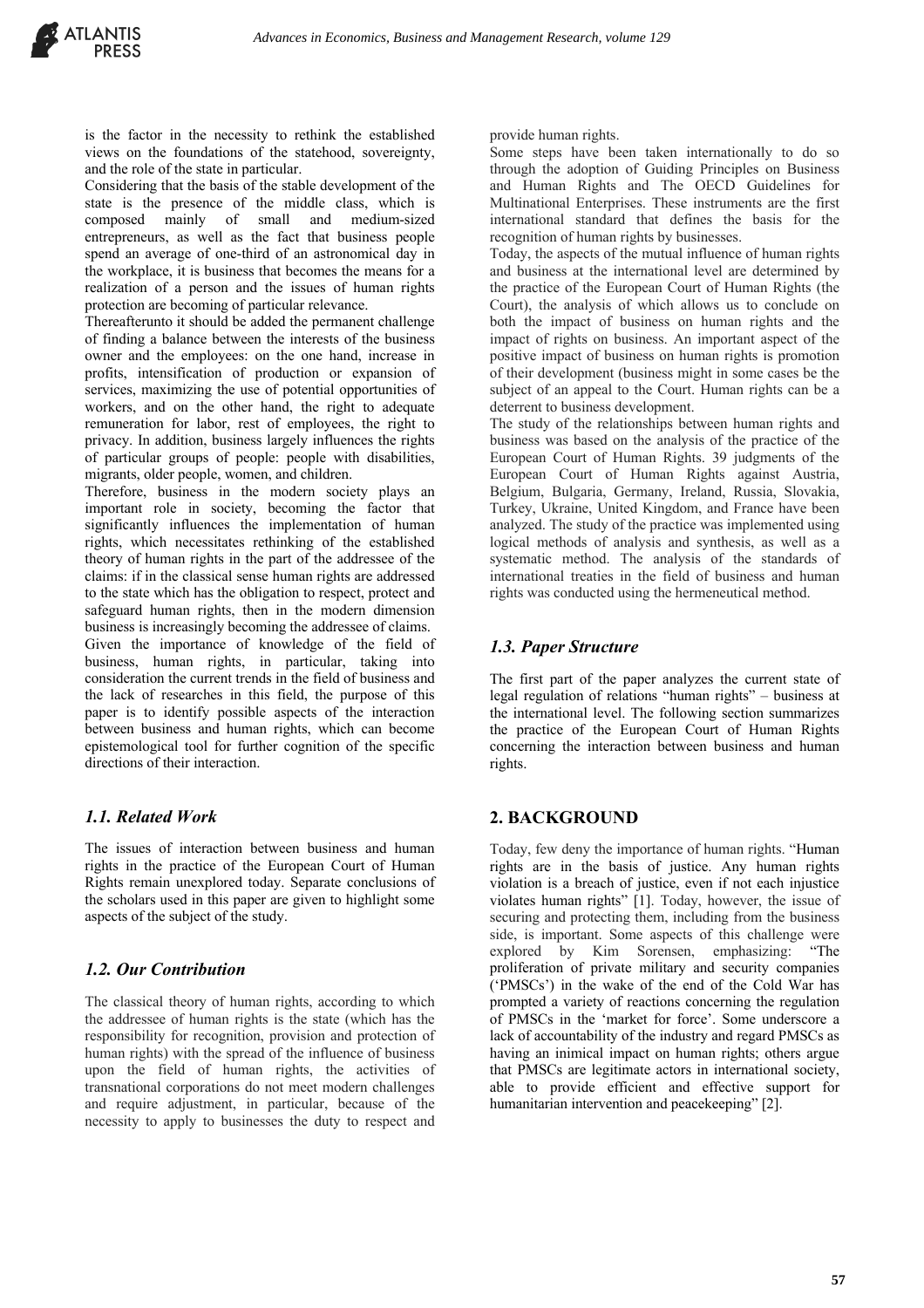is the factor in the necessity to rethink the established views on the foundations of the statehood, sovereignty, and the role of the state in particular.

Considering that the basis of the stable development of the state is the presence of the middle class, which is composed mainly of small and medium-sized entrepreneurs, as well as the fact that business people spend an average of one-third of an astronomical day in the workplace, it is business that becomes the means for a realization of a person and the issues of human rights protection are becoming of particular relevance.

Thereafterunto it should be added the permanent challenge of finding a balance between the interests of the business owner and the employees: on the one hand, increase in profits, intensification of production or expansion of services, maximizing the use of potential opportunities of workers, and on the other hand, the right to adequate remuneration for labor, rest of employees, the right to privacy. In addition, business largely influences the rights of particular groups of people: people with disabilities, migrants, older people, women, and children.

Therefore, business in the modern society plays an important role in society, becoming the factor that significantly influences the implementation of human rights, which necessitates rethinking of the established theory of human rights in the part of the addressee of the claims: if in the classical sense human rights are addressed to the state which has the obligation to respect, protect and safeguard human rights, then in the modern dimension business is increasingly becoming the addressee of claims.

Given the importance of knowledge of the field of business, human rights, in particular, taking into consideration the current trends in the field of business and the lack of researches in this field, the purpose of this paper is to identify possible aspects of the interaction between business and human rights, which can become epistemological tool for further cognition of the specific directions of their interaction.

### *1.1. Related Work*

The issues of interaction between business and human rights in the practice of the European Court of Human Rights remain unexplored today. Separate conclusions of the scholars used in this paper are given to highlight some aspects of the subject of the study.

### *1.2. Our Contribution*

The classical theory of human rights, according to which the addressee of human rights is the state (which has the responsibility for recognition, provision and protection of human rights) with the spread of the influence of business upon the field of human rights, the activities of transnational corporations do not meet modern challenges and require adjustment, in particular, because of the necessity to apply to businesses the duty to respect and provide human rights.

Some steps have been taken internationally to do so through the adoption of Guiding Principles on Business and Human Rights and The OECD Guidelines for Multinational Enterprises. These instruments are the first international standard that defines the basis for the recognition of human rights by businesses.

Today, the aspects of the mutual influence of human rights and business at the international level are determined by the practice of the European Court of Human Rights (the Court), the analysis of which allows us to conclude on both the impact of business on human rights and the impact of rights on business. An important aspect of the positive impact of business on human rights is promotion of their development (business might in some cases be the subject of an appeal to the Court. Human rights can be a deterrent to business development.

The study of the relationships between human rights and business was based on the analysis of the practice of the European Court of Human Rights. 39 judgments of the European Court of Human Rights against Austria, Belgium, Bulgaria, Germany, Ireland, Russia, Slovakia, Turkey, Ukraine, United Kingdom, and France have been analyzed. The study of the practice was implemented using logical methods of analysis and synthesis, as well as a systematic method. The analysis of the standards of international treaties in the field of business and human rights was conducted using the hermeneutical method.

### *1.3. Paper Structure*

The first part of the paper analyzes the current state of legal regulation of relations "human rights" – business at the international level. The following section summarizes the practice of the European Court of Human Rights concerning the interaction between business and human rights.

## 2. BACKGROUND

Today, few deny the importance of human rights. "Human rights are in the basis of justice. Any human rights violation is a breach of justice, even if not each injustice violates human rights" [1]. Today, however, the issue of securing and protecting them, including from the business side, is important. Some aspects of this challenge were explored by Kim Sorensen, emphasizing: "The proliferation of private military and security companies ('PMSCs') in the wake of the end of the Cold War has prompted a variety of reactions concerning the regulation of PMSCs in the 'market for force'. Some underscore a lack of accountability of the industry and regard PMSCs as having an inimical impact on human rights; others argue that PMSCs are legitimate actors in international society, able to provide efficient and effective support for humanitarian intervention and peacekeeping" [2].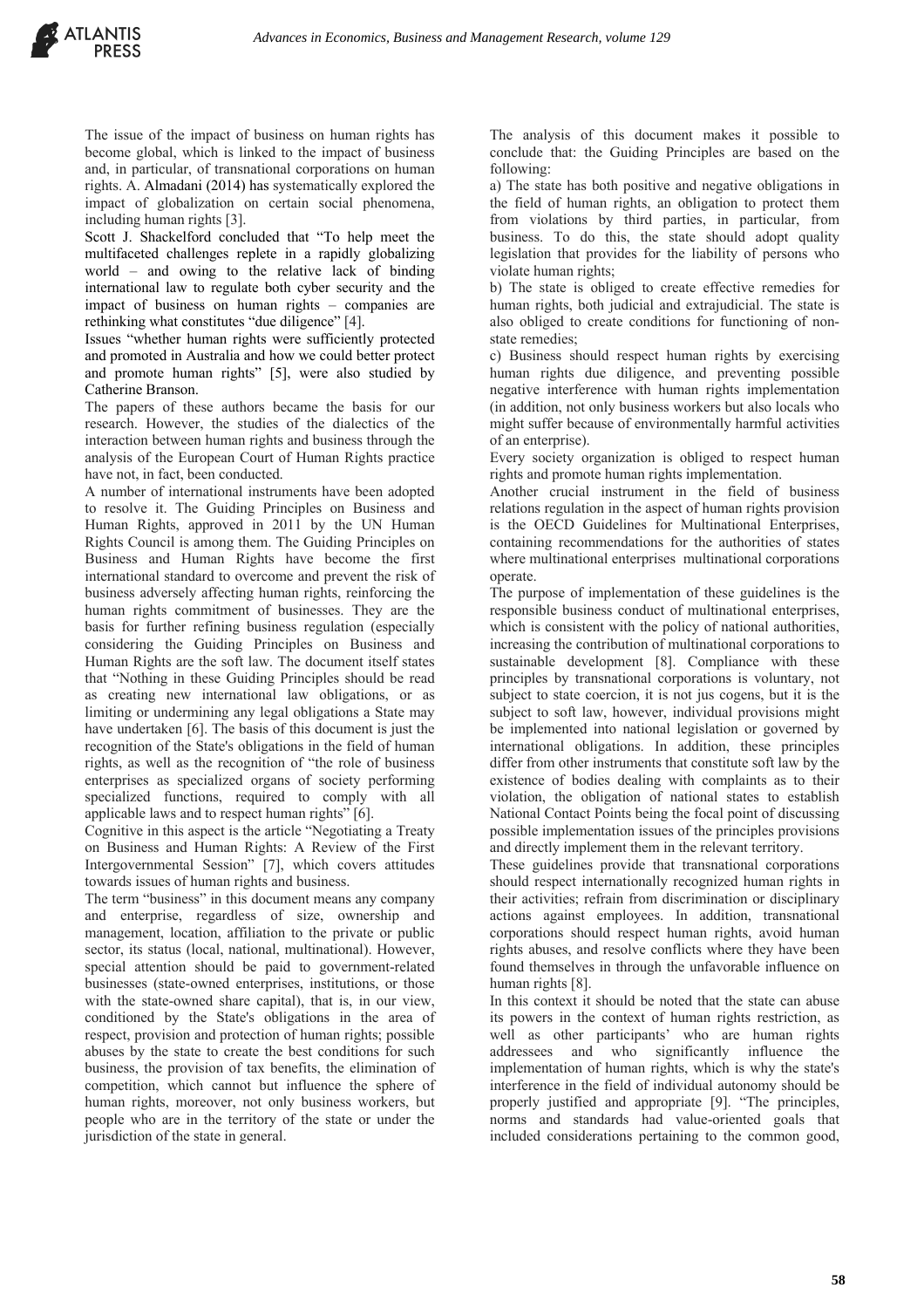The issue of the impact of business on human rights has become global, which is linked to the impact of business and, in particular, of transnational corporations on human rights. A. Almadani (2014) has systematically explored the impact of globalization on certain social phenomena, including human rights [3].

Scott J. Shackelford concluded that "To help meet the multifaceted challenges replete in a rapidly globalizing world – and owing to the relative lack of binding international law to regulate both cyber security and the impact of business on human rights – companies are rethinking what constitutes "due diligence" [4].

Issues "whether human rights were sufficiently protected and promoted in Australia and how we could better protect and promote human rights" [5], were also studied by Catherine Branson.

The papers of these authors became the basis for our research. However, the studies of the dialectics of the interaction between human rights and business through the analysis of the European Court of Human Rights practice have not, in fact, been conducted.

A number of international instruments have been adopted to resolve it. The Guiding Principles on Business and Human Rights, approved in 2011 by the UN Human Rights Council is among them. The Guiding Principles on Business and Human Rights have become the first international standard to overcome and prevent the risk of business adversely affecting human rights, reinforcing the human rights commitment of businesses. They are the basis for further refining business regulation (especially considering the Guiding Principles on Business and Human Rights are the soft law. The document itself states that "Nothing in these Guiding Principles should be read as creating new international law obligations, or as limiting or undermining any legal obligations a State may have undertaken [6]. The basis of this document is just the recognition of the State's obligations in the field of human rights, as well as the recognition of "the role of business enterprises as specialized organs of society performing specialized functions, required to comply with all applicable laws and to respect human rights" [6].

Cognitive in this aspect is the article "Negotiating a Treaty on Business and Human Rights: A Review of the First Intergovernmental Session" [7], which covers attitudes towards issues of human rights and business.

The term "business" in this document means any company and enterprise, regardless of size, ownership and management, location, affiliation to the private or public sector, its status (local, national, multinational). However, special attention should be paid to government-related businesses (state-owned enterprises, institutions, or those with the state-owned share capital), that is, in our view, conditioned by the State's obligations in the area of respect, provision and protection of human rights; possible abuses by the state to create the best conditions for such business, the provision of tax benefits, the elimination of competition, which cannot but influence the sphere of human rights, moreover, not only business workers, but people who are in the territory of the state or under the jurisdiction of the state in general.

The analysis of this document makes it possible to conclude that: the Guiding Principles are based on the following:

a) The state has both positive and negative obligations in the field of human rights, an obligation to protect them from violations by third parties, in particular, from business. To do this, the state should adopt quality legislation that provides for the liability of persons who violate human rights;

b) The state is obliged to create effective remedies for human rights, both judicial and extrajudicial. The state is also obliged to create conditions for functioning of non-state remedies;

c) Business should respect human rights by exercising human rights due diligence, and preventing possible negative interference with human rights implementation (in addition, not only business workers but also locals who might suffer because of environmentally harmful activities of an enterprise).

Every society organization is obliged to respect human rights and promote human rights implementation.

Another crucial instrument in the field of business relations regulation in the aspect of human rights provision is the OECD Guidelines for Multinational Enterprises, containing recommendations for the authorities of states where multinational enterprises multinational corporations operate.

The purpose of implementation of these guidelines is the responsible business conduct of multinational enterprises, which is consistent with the policy of national authorities, increasing the contribution of multinational corporations to sustainable development [8]. Compliance with these principles by transnational corporations is voluntary, not subject to state coercion, it is not jus cogens, but it is the subject to soft law, however, individual provisions might be implemented into national legislation or governed by international obligations. In addition, these principles differ from other instruments that constitute soft law by the existence of bodies dealing with complaints as to their violation, the obligation of national states to establish National Contact Points being the focal point of discussing possible implementation issues of the principles provisions and directly implement them in the relevant territory.

These guidelines provide that transnational corporations should respect internationally recognized human rights in their activities; refrain from discrimination or disciplinary actions against employees. In addition, transnational corporations should respect human rights, avoid human rights abuses, and resolve conflicts where they have been found themselves in through the unfavorable influence on human rights [8].

In this context it should be noted that the state can abuse its powers in the context of human rights restriction, as well as other participants' who are human rights addressees and who significantly influence the implementation of human rights, which is why the state's interference in the field of individual autonomy should be properly justified and appropriate [9]. "The principles, norms and standards had value-oriented goals that included considerations pertaining to the common good,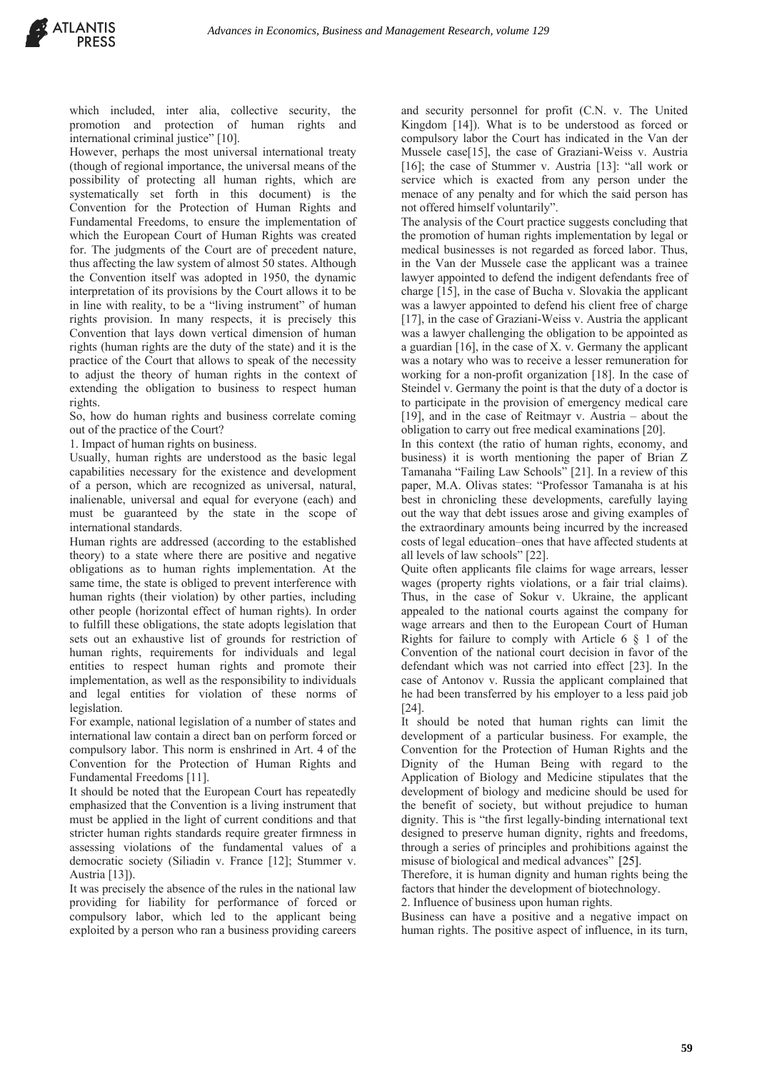which included, inter alia, collective security, the promotion and protection of human rights and international criminal justice" [10].

However, perhaps the most universal international treaty (though of regional importance, the universal means of the possibility of protecting all human rights, which are systematically set forth in this document) is the Convention for the Protection of Human Rights and Fundamental Freedoms, to ensure the implementation of which the European Court of Human Rights was created for. The judgments of the Court are of precedent nature, thus affecting the law system of almost 50 states. Although the Convention itself was adopted in 1950, the dynamic interpretation of its provisions by the Court allows it to be in line with reality, to be a "living instrument" of human rights provision. In many respects, it is precisely this Convention that lays down vertical dimension of human rights (human rights are the duty of the state) and it is the practice of the Court that allows to speak of the necessity to adjust the theory of human rights in the context of extending the obligation to business to respect human rights.

So, how do human rights and business correlate coming out of the practice of the Court?

1. Impact of human rights on business.

Usually, human rights are understood as the basic legal capabilities necessary for the existence and development of a person, which are recognized as universal, natural, inalienable, universal and equal for everyone (each) and must be guaranteed by the state in the scope of international standards.

Human rights are addressed (according to the established theory) to a state where there are positive and negative obligations as to human rights implementation. At the same time, the state is obliged to prevent interference with human rights (their violation) by other parties, including other people (horizontal effect of human rights). In order to fulfill these obligations, the state adopts legislation that sets out an exhaustive list of grounds for restriction of human rights, requirements for individuals and legal entities to respect human rights and promote their implementation, as well as the responsibility to individuals and legal entities for violation of these norms of legislation.

For example, national legislation of a number of states and international law contain a direct ban on perform forced or compulsory labor. This norm is enshrined in Art. 4 of the Convention for the Protection of Human Rights and Fundamental Freedoms [11].

It should be noted that the European Court has repeatedly emphasized that the Convention is a living instrument that must be applied in the light of current conditions and that stricter human rights standards require greater firmness in assessing violations of the fundamental values of a democratic society (Siliadin v. France [12]; Stummer v. Austria [13]).

It was precisely the absence of the rules in the national law providing for liability for performance of forced or compulsory labor, which led to the applicant being exploited by a person who ran a business providing careers and security personnel for profit (C.N. v. The United Kingdom [14]). What is to be understood as forced or compulsory labor the Court has indicated in the Van der Mussele case[15], the case of Graziani-Weiss v. Austria [16]; the case of Stummer v. Austria [13]: "all work or service which is exacted from any person under the menace of any penalty and for which the said person has not offered himself voluntarily".

The analysis of the Court practice suggests concluding that the promotion of human rights implementation by legal or medical businesses is not regarded as forced labor. Thus, in the Van der Mussele case the applicant was a trainee lawyer appointed to defend the indigent defendants free of charge [15], in the case of Bucha v. Slovakia the applicant was a lawyer appointed to defend his client free of charge [17], in the case of Graziani-Weiss v. Austria the applicant was a lawyer challenging the obligation to be appointed as a guardian [16], in the case of X. v. Germany the applicant was a notary who was to receive a lesser remuneration for working for a non-profit organization [18]. In the case of Steindel v. Germany the point is that the duty of a doctor is to participate in the provision of emergency medical care [19], and in the case of Reitmayr v. Austria – about the obligation to carry out free medical examinations [20].

In this context (the ratio of human rights, economy, and business) it is worth mentioning the paper of Brian Z Tamanaha "Failing Law Schools" [21]. In a review of this paper, M.A. Olivas states: "Professor Tamanaha is at his best in chronicling these developments, carefully laying out the way that debt issues arose and giving examples of the extraordinary amounts being incurred by the increased costs of legal education–ones that have affected students at all levels of law schools" [22].

Quite often applicants file claims for wage arrears, lesser wages (property rights violations, or a fair trial claims). Thus, in the case of Sokur v. Ukraine, the applicant appealed to the national courts against the company for wage arrears and then to the European Court of Human Rights for failure to comply with Article 6 § 1 of the Convention of the national court decision in favor of the defendant which was not carried into effect [23]. In the case of Antonov v. Russia the applicant complained that he had been transferred by his employer to a less paid job [24].

It should be noted that human rights can limit the development of a particular business. For example, the Convention for the Protection of Human Rights and the Dignity of the Human Being with regard to the Application of Biology and Medicine stipulates that the development of biology and medicine should be used for the benefit of society, but without prejudice to human dignity. This is "the first legally-binding international text designed to preserve human dignity, rights and freedoms, through a series of principles and prohibitions against the misuse of biological and medical advances" [25].

Therefore, it is human dignity and human rights being the factors that hinder the development of biotechnology.

2. Influence of business upon human rights.

Business can have a positive and a negative impact on human rights. The positive aspect of influence, in its turn,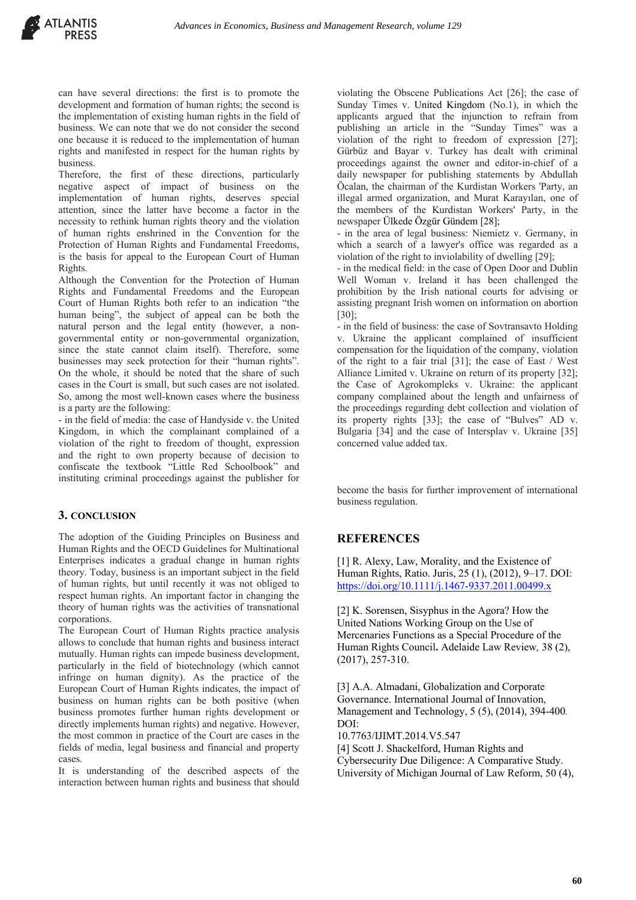can have several directions: the first is to promote the development and formation of human rights; the second is the implementation of existing human rights in the field of business. We can note that we do not consider the second one because it is reduced to the implementation of human rights and manifested in respect for the human rights by business.

Therefore, the first of these directions, particularly negative aspect of impact of business on the implementation of human rights, deserves special attention, since the latter have become a factor in the necessity to rethink human rights theory and the violation of human rights enshrined in the Convention for the Protection of Human Rights and Fundamental Freedoms, is the basis for appeal to the European Court of Human Rights.

Although the Convention for the Protection of Human Rights and Fundamental Freedoms and the European Court of Human Rights both refer to an indication "the human being", the subject of appeal can be both the natural person and the legal entity (however, a non-governmental entity or non-governmental organization, since the state cannot claim itself). Therefore, some businesses may seek protection for their "human rights". On the whole, it should be noted that the share of such cases in the Court is small, but such cases are not isolated. So, among the most well-known cases where the business is a party are the following:

- in the field of media: the case of Handyside v. the United Kingdom, in which the complainant complained of a violation of the right to freedom of thought, expression and the right to own property because of decision to confiscate the textbook "Little Red Schoolbook" and instituting criminal proceedings against the publisher for violating the Obscene Publications Act [26]; the case of Sunday Times v. United Kingdom (No.1), in which the applicants argued that the injunction to refrain from publishing an article in the "Sunday Times" was a violation of the right to freedom of expression [27]; Gürbüz and Bayar v. Turkey has dealt with criminal proceedings against the owner and editor-in-chief of a daily newspaper for publishing statements by Abdullah Öcalan, the chairman of the Kurdistan Workers 'Party, an illegal armed organization, and Murat Karayılan, one of the members of the Kurdistan Workers' Party, in the newspaper Ülkede Özgür Gündem [28];
- in the area of legal business: Niemietz v. Germany, in which a search of a lawyer's office was regarded as a violation of the right to inviolability of dwelling [29];
- in the medical field: in the case of Open Door and Dublin Well Woman v. Ireland it has been challenged the prohibition by the Irish national courts for advising or assisting pregnant Irish women on information on abortion [30];
- in the field of business: the case of Sovtransavto Holding v. Ukraine the applicant complained of insufficient compensation for the liquidation of the company, violation of the right to a fair trial [31]; the case of East / West Alliance Limited v. Ukraine on return of its property [32]; the Case of Agrokompleks v. Ukraine: the applicant company complained about the length and unfairness of the proceedings regarding debt collection and violation of its property rights [33]; the case of "Bulves" AD v. Bulgaria [34] and the case of Intersplav v. Ukraine [35] concerned value added tax.

## 3. CONCLUSION

The adoption of the Guiding Principles on Business and Human Rights and the OECD Guidelines for Multinational Enterprises indicates a gradual change in human rights theory. Today, business is an important subject in the field of human rights, but until recently it was not obliged to respect human rights. An important factor in changing the theory of human rights was the activities of transnational corporations.

The European Court of Human Rights practice analysis allows to conclude that human rights and business interact mutually. Human rights can impede business development, particularly in the field of biotechnology (which cannot infringe on human dignity). As the practice of the European Court of Human Rights indicates, the impact of business on human rights can be both positive (when business promotes further human rights development or directly implements human rights) and negative. However, the most common in practice of the Court are cases in the fields of media, legal business and financial and property cases.

It is understanding of the described aspects of the interaction between human rights and business that should become the basis for further improvement of international business regulation.

## REFERENCES

[1] R. Alexy, Law, Morality, and the Existence of Human Rights, Ratio. Juris, 25 (1), (2012), 9–17. DOI: https://doi.org/10.1111/j.1467-9337.2011.00499.x

[2] K. Sorensen, Sisyphus in the Agora? How the United Nations Working Group on the Use of Mercenaries Functions as a Special Procedure of the Human Rights Council**.** Adelaide Law Review*,* 38 (2), (2017), 257-310.

[3] A.A. Almadani, Globalization and Corporate Governance. International Journal of Innovation, Management and Technology, 5 (5), (2014), 394-400*.* DOI: 10.7763/IJIMT.2014.V5.547

[4] Scott J. Shackelford, Human Rights and Cybersecurity Due Diligence: A Comparative Study. University of Michigan Journal of Law Reform, 50 (4),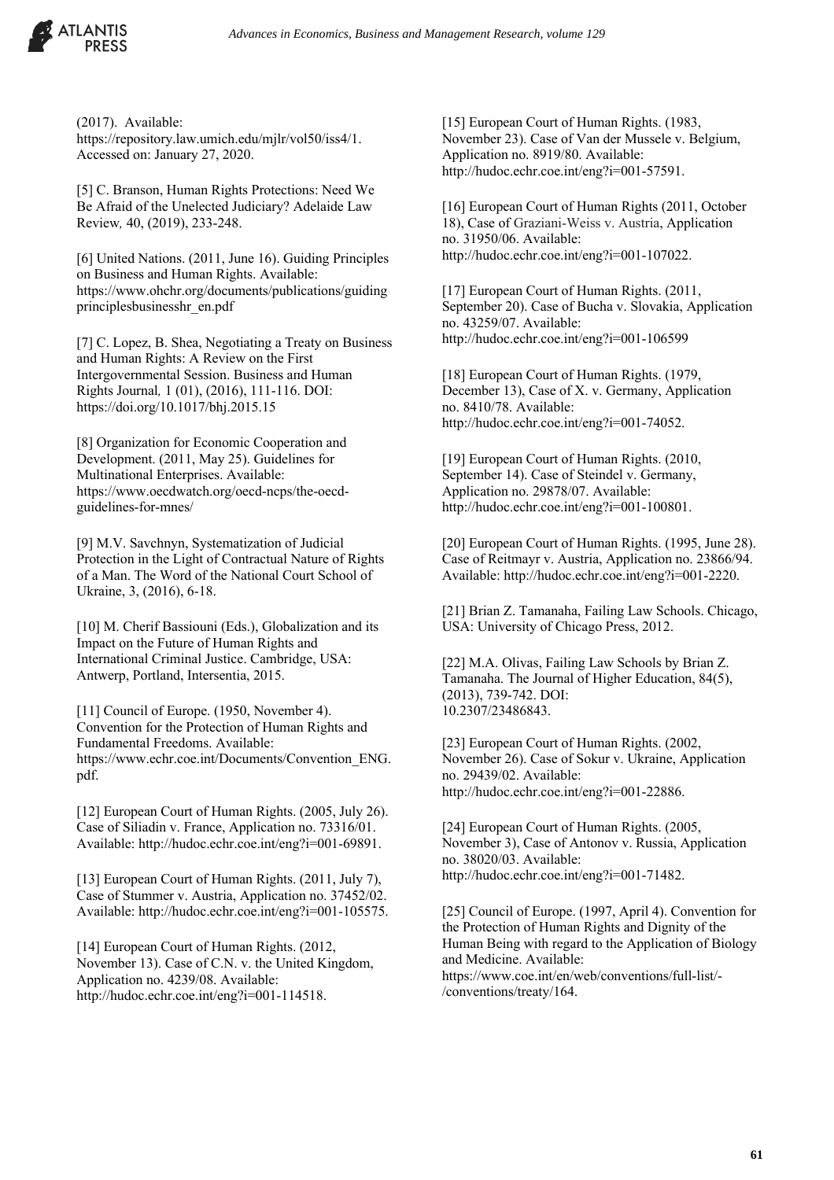(2017). Available: https://repository.law.umich.edu/mjlr/vol50/iss4/1. Accessed on: January 27, 2020.

[5] C. Branson, Human Rights Protections: Need We Be Afraid of the Unelected Judiciary? Adelaide Law Review, 40, (2019), 233-248.

[6] United Nations. (2011, June 16). Guiding Principles on Business and Human Rights. Available: https://www.ohchr.org/documents/publications/guidingprinciplesbusinesshr_en.pdf

[7] C. Lopez, B. Shea, Negotiating a Treaty on Business and Human Rights: A Review on the First Intergovernmental Session. Business and Human Rights Journal, 1 (01), (2016), 111-116. DOI: https://doi.org/10.1017/bhj.2015.15

[8] Organization for Economic Cooperation and Development. (2011, May 25). Guidelines for Multinational Enterprises. Available: https://www.oecdwatch.org/oecd-ncps/the-oecd-guidelines-for-mnes/

[9] M.V. Savchnyn, Systematization of Judicial Protection in the Light of Contractual Nature of Rights of a Man. The Word of the National Court School of Ukraine, 3, (2016), 6-18.

[10] M. Cherif Bassiouni (Eds.), Globalization and its Impact on the Future of Human Rights and International Criminal Justice. Cambridge, USA: Antwerp, Portland, Intersentia, 2015.

[11] Council of Europe. (1950, November 4). Convention for the Protection of Human Rights and Fundamental Freedoms. Available: https://www.echr.coe.int/Documents/Convention_ENG.pdf.

[12] European Court of Human Rights. (2005, July 26). Case of Siliadin v. France, Application no. 73316/01. Available: http://hudoc.echr.coe.int/eng?i=001-69891.

[13] European Court of Human Rights. (2011, July 7), Case of Stummer v. Austria, Application no. 37452/02. Available: http://hudoc.echr.coe.int/eng?i=001-105575.

[14] European Court of Human Rights. (2012, November 13). Case of C.N. v. the United Kingdom, Application no. 4239/08. Available: http://hudoc.echr.coe.int/eng?i=001-114518.

[15] European Court of Human Rights. (1983, November 23). Case of Van der Mussele v. Belgium, Application no. 8919/80. Available: http://hudoc.echr.coe.int/eng?i=001-57591.

[16] European Court of Human Rights (2011, October 18), Case of Graziani-Weiss v. Austria, Application no. 31950/06. Available: http://hudoc.echr.coe.int/eng?i=001-107022.

[17] European Court of Human Rights. (2011, September 20). Case of Bucha v. Slovakia, Application no. 43259/07. Available: http://hudoc.echr.coe.int/eng?i=001-106599

[18] European Court of Human Rights. (1979, December 13), Case of X. v. Germany, Application no. 8410/78. Available: http://hudoc.echr.coe.int/eng?i=001-74052.

[19] European Court of Human Rights. (2010, September 14). Case of Steindel v. Germany, Application no. 29878/07. Available: http://hudoc.echr.coe.int/eng?i=001-100801.

[20] European Court of Human Rights. (1995, June 28). Case of Reitmayr v. Austria, Application no. 23866/94. Available: http://hudoc.echr.coe.int/eng?i=001-2220.

[21] Brian Z. Tamanaha, Failing Law Schools. Chicago, USA: University of Chicago Press, 2012.

[22] M.A. Olivas, Failing Law Schools by Brian Z. Tamanaha. The Journal of Higher Education, 84(5), (2013), 739-742. DOI: 10.2307/23486843.

[23] European Court of Human Rights. (2002, November 26). Case of Sokur v. Ukraine, Application no. 29439/02. Available: http://hudoc.echr.coe.int/eng?i=001-22886.

[24] European Court of Human Rights. (2005, November 3), Case of Antonov v. Russia, Application no. 38020/03. Available: http://hudoc.echr.coe.int/eng?i=001-71482.

[25] Council of Europe. (1997, April 4). Convention for the Protection of Human Rights and Dignity of the Human Being with regard to the Application of Biology and Medicine. Available: https://www.coe.int/en/web/conventions/full-list/-/conventions/treaty/164.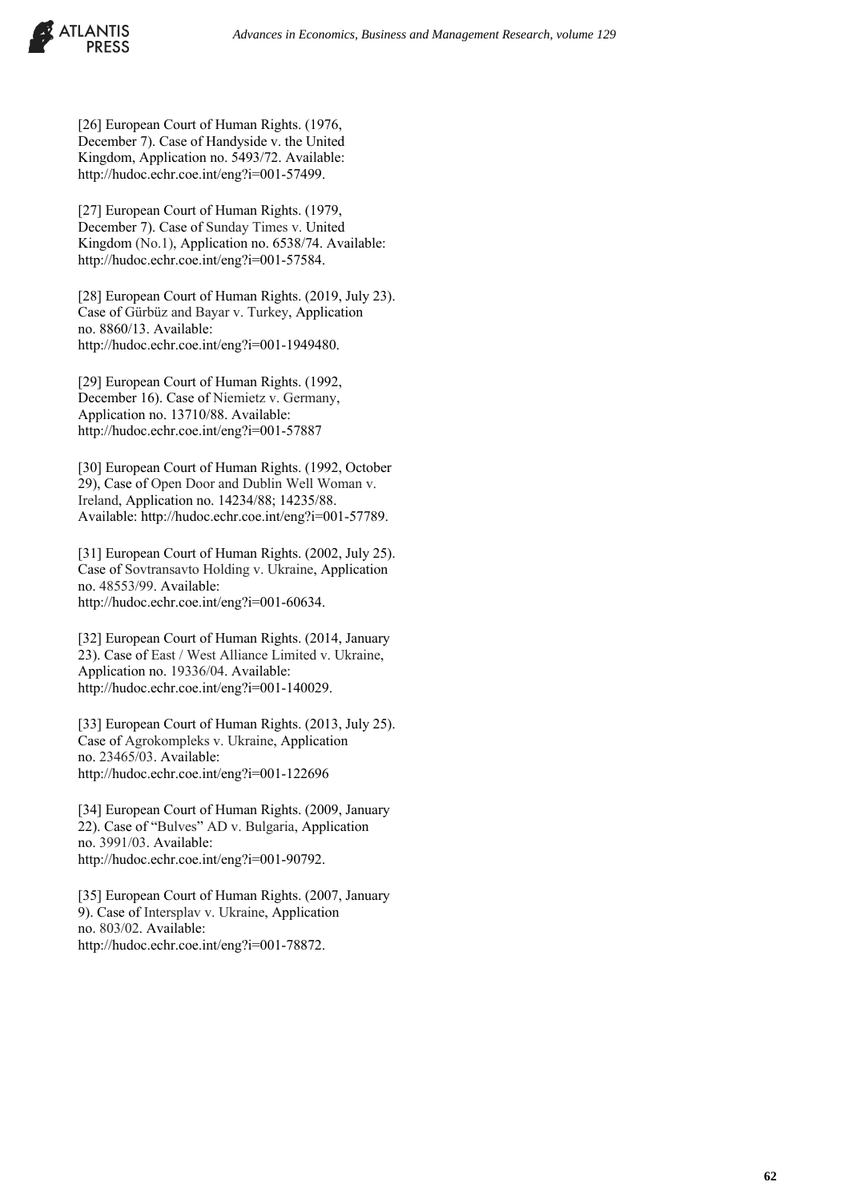[26] European Court of Human Rights. (1976, December 7). Case of Handyside v. the United Kingdom, Application no. 5493/72. Available: http://hudoc.echr.coe.int/eng?i=001-57499.

[27] European Court of Human Rights. (1979, December 7). Case of Sunday Times v. United Kingdom (No.1), Application no. 6538/74. Available: http://hudoc.echr.coe.int/eng?i=001-57584.

[28] European Court of Human Rights. (2019, July 23). Case of Gürbüz and Bayar v. Turkey, Application no. 8860/13. Available: http://hudoc.echr.coe.int/eng?i=001-1949480.

[29] European Court of Human Rights. (1992, December 16). Case of Niemietz v. Germany, Application no. 13710/88. Available: http://hudoc.echr.coe.int/eng?i=001-57887

[30] European Court of Human Rights. (1992, October 29), Case of Open Door and Dublin Well Woman v. Ireland, Application no. 14234/88; 14235/88. Available: http://hudoc.echr.coe.int/eng?i=001-57789.

[31] European Court of Human Rights. (2002, July 25). Case of Sovtransavto Holding v. Ukraine, Application no. 48553/99. Available: http://hudoc.echr.coe.int/eng?i=001-60634.

[32] European Court of Human Rights. (2014, January 23). Case of East / West Alliance Limited v. Ukraine, Application no. 19336/04. Available: http://hudoc.echr.coe.int/eng?i=001-140029.

[33] European Court of Human Rights. (2013, July 25). Case of Agrokompleks v. Ukraine, Application no. 23465/03. Available: http://hudoc.echr.coe.int/eng?i=001-122696

[34] European Court of Human Rights. (2009, January 22). Case of "Bulves" AD v. Bulgaria, Application no. 3991/03. Available: http://hudoc.echr.coe.int/eng?i=001-90792.

[35] European Court of Human Rights. (2007, January 9). Case of Intersplav v. Ukraine, Application no. 803/02. Available: http://hudoc.echr.coe.int/eng?i=001-78872.